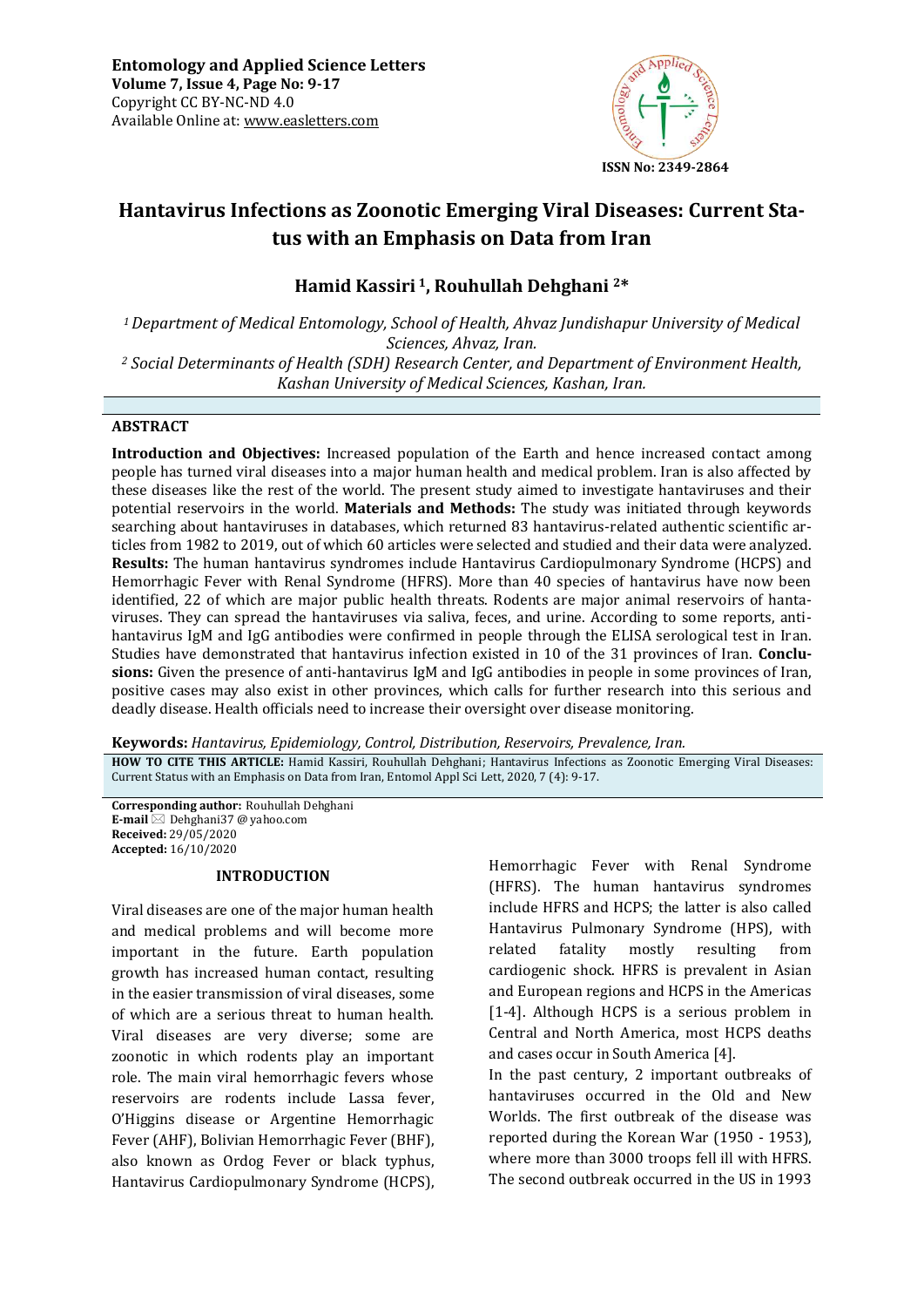**Entomology and Applied Science Letters**
**Volume 7, Issue 4, Page No: 9-17**
Copyright CC BY-NC-ND 4.0
Available Online at: www.easletters.com

ISSN No: 2349-2864

# Hantavirus Infections as Zoonotic Emerging Viral Diseases: Current Status with an Emphasis on Data from Iran

## Hamid Kassiri [1], Rouhullah Dehghani [2]*

*[1] Department of Medical Entomology, School of Health, Ahvaz Jundishapur University of Medical Sciences, Ahvaz, Iran.*
*[2] Social Determinants of Health (SDH) Research Center, and Department of Environment Health, Kashan University of Medical Sciences, Kashan, Iran.*

### ABSTRACT

**Introduction and Objectives:** Increased population of the Earth and hence increased contact among people has turned viral diseases into a major human health and medical problem. Iran is also affected by these diseases like the rest of the world. The present study aimed to investigate hantaviruses and their potential reservoirs in the world. **Materials and Methods:** The study was initiated through keywords searching about hantaviruses in databases, which returned 83 hantavirus-related authentic scientific articles from 1982 to 2019, out of which 60 articles were selected and studied and their data were analyzed. **Results:** The human hantavirus syndromes include Hantavirus Cardiopulmonary Syndrome (HCPS) and Hemorrhagic Fever with Renal Syndrome (HFRS). More than 40 species of hantavirus have now been identified, 22 of which are major public health threats. Rodents are major animal reservoirs of hantaviruses. They can spread the hantaviruses via saliva, feces, and urine. According to some reports, anti-hantavirus IgM and IgG antibodies were confirmed in people through the ELISA serological test in Iran. Studies have demonstrated that hantavirus infection existed in 10 of the 31 provinces of Iran. **Conclusions:** Given the presence of anti-hantavirus IgM and IgG antibodies in people in some provinces of Iran, positive cases may also exist in other provinces, which calls for further research into this serious and deadly disease. Health officials need to increase their oversight over disease monitoring.

**Keywords:** *Hantavirus, Epidemiology, Control, Distribution, Reservoirs, Prevalence, Iran.*

**HOW TO CITE THIS ARTICLE:** Hamid Kassiri, Rouhullah Dehghani; Hantavirus Infections as Zoonotic Emerging Viral Diseases: Current Status with an Emphasis on Data from Iran, Entomol Appl Sci Lett, 2020, 7 (4): 9-17.

**Corresponding author:** Rouhullah Dehghani
**E-mail** ✉ Dehghani37 @yahoo.com
**Received:** 29/05/2020
**Accepted:** 16/10/2020

### INTRODUCTION

Viral diseases are one of the major human health and medical problems and will become more important in the future. Earth population growth has increased human contact, resulting in the easier transmission of viral diseases, some of which are a serious threat to human health. Viral diseases are very diverse; some are zoonotic in which rodents play an important role. The main viral hemorrhagic fevers whose reservoirs are rodents include Lassa fever, O'Higgins disease or Argentine Hemorrhagic Fever (AHF), Bolivian Hemorrhagic Fever (BHF), also known as Ordog Fever or black typhus, Hantavirus Cardiopulmonary Syndrome (HCPS), Hemorrhagic Fever with Renal Syndrome (HFRS). The human hantavirus syndromes include HFRS and HCPS; the latter is also called Hantavirus Pulmonary Syndrome (HPS), with related fatality mostly resulting from cardiogenic shock. HFRS is prevalent in Asian and European regions and HCPS in the Americas [1-4]. Although HCPS is a serious problem in Central and North America, most HCPS deaths and cases occur in South America [4].

In the past century, 2 important outbreaks of hantaviruses occurred in the Old and New Worlds. The first outbreak of the disease was reported during the Korean War (1950 - 1953), where more than 3000 troops fell ill with HFRS. The second outbreak occurred in the US in 1993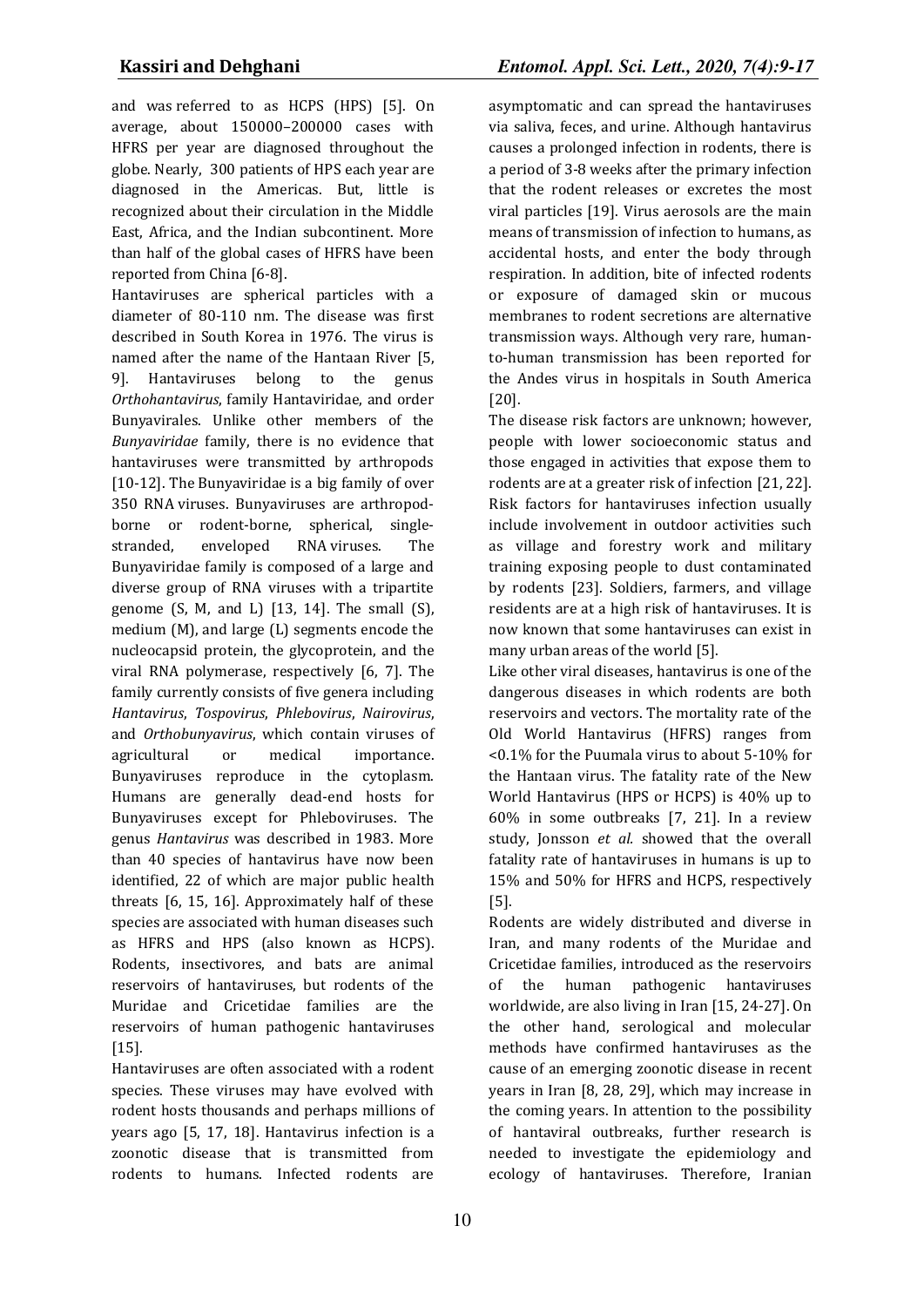and was referred to as HCPS (HPS) [5]. On average, about 150000–200000 cases with HFRS per year are diagnosed throughout the globe. Nearly, 300 patients of HPS each year are diagnosed in the Americas. But, little is recognized about their circulation in the Middle East, Africa, and the Indian subcontinent. More than half of the global cases of HFRS have been reported from China [6-8].

Hantaviruses are spherical particles with a diameter of 80-110 nm. The disease was first described in South Korea in 1976. The virus is named after the name of the Hantaan River [5, 9]. Hantaviruses belong to the genus *Orthohantavirus*, family Hantaviridae, and order Bunyavirales. Unlike other members of the *Bunyaviridae* family, there is no evidence that hantaviruses were transmitted by arthropods [10-12]. The Bunyaviridae is a big family of over 350 RNA viruses. Bunyaviruses are arthropod-borne or rodent-borne, spherical, single-stranded, enveloped RNA viruses. The Bunyaviridae family is composed of a large and diverse group of RNA viruses with a tripartite genome (S, M, and L) [13, 14]. The small (S), medium (M), and large (L) segments encode the nucleocapsid protein, the glycoprotein, and the viral RNA polymerase, respectively [6, 7]. The family currently consists of five genera including *Hantavirus*, *Tospovirus*, *Phlebovirus*, *Nairovirus*, and *Orthobunyavirus*, which contain viruses of agricultural or medical importance. Bunyaviruses reproduce in the cytoplasm. Humans are generally dead-end hosts for Bunyaviruses except for Phleboviruses. The genus *Hantavirus* was described in 1983. More than 40 species of hantavirus have now been identified, 22 of which are major public health threats [6, 15, 16]. Approximately half of these species are associated with human diseases such as HFRS and HPS (also known as HCPS). Rodents, insectivores, and bats are animal reservoirs of hantaviruses, but rodents of the Muridae and Cricetidae families are the reservoirs of human pathogenic hantaviruses [15].

Hantaviruses are often associated with a rodent species. These viruses may have evolved with rodent hosts thousands and perhaps millions of years ago [5, 17, 18]. Hantavirus infection is a zoonotic disease that is transmitted from rodents to humans. Infected rodents are asymptomatic and can spread the hantaviruses via saliva, feces, and urine. Although hantavirus causes a prolonged infection in rodents, there is a period of 3-8 weeks after the primary infection that the rodent releases or excretes the most viral particles [19]. Virus aerosols are the main means of transmission of infection to humans, as accidental hosts, and enter the body through respiration. In addition, bite of infected rodents or exposure of damaged skin or mucous membranes to rodent secretions are alternative transmission ways. Although very rare, human-to-human transmission has been reported for the Andes virus in hospitals in South America [20].

The disease risk factors are unknown; however, people with lower socioeconomic status and those engaged in activities that expose them to rodents are at a greater risk of infection [21, 22]. Risk factors for hantaviruses infection usually include involvement in outdoor activities such as village and forestry work and military training exposing people to dust contaminated by rodents [23]. Soldiers, farmers, and village residents are at a high risk of hantaviruses. It is now known that some hantaviruses can exist in many urban areas of the world [5].

Like other viral diseases, hantavirus is one of the dangerous diseases in which rodents are both reservoirs and vectors. The mortality rate of the Old World Hantavirus (HFRS) ranges from <0.1% for the Puumala virus to about 5-10% for the Hantaan virus. The fatality rate of the New World Hantavirus (HPS or HCPS) is 40% up to 60% in some outbreaks [7, 21]. In a review study, Jonsson *et al.* showed that the overall fatality rate of hantaviruses in humans is up to 15% and 50% for HFRS and HCPS, respectively [5].

Rodents are widely distributed and diverse in Iran, and many rodents of the Muridae and Cricetidae families, introduced as the reservoirs of the human pathogenic hantaviruses worldwide, are also living in Iran [15, 24-27]. On the other hand, serological and molecular methods have confirmed hantaviruses as the cause of an emerging zoonotic disease in recent years in Iran [8, 28, 29], which may increase in the coming years. In attention to the possibility of hantaviral outbreaks, further research is needed to investigate the epidemiology and ecology of hantaviruses. Therefore, Iranian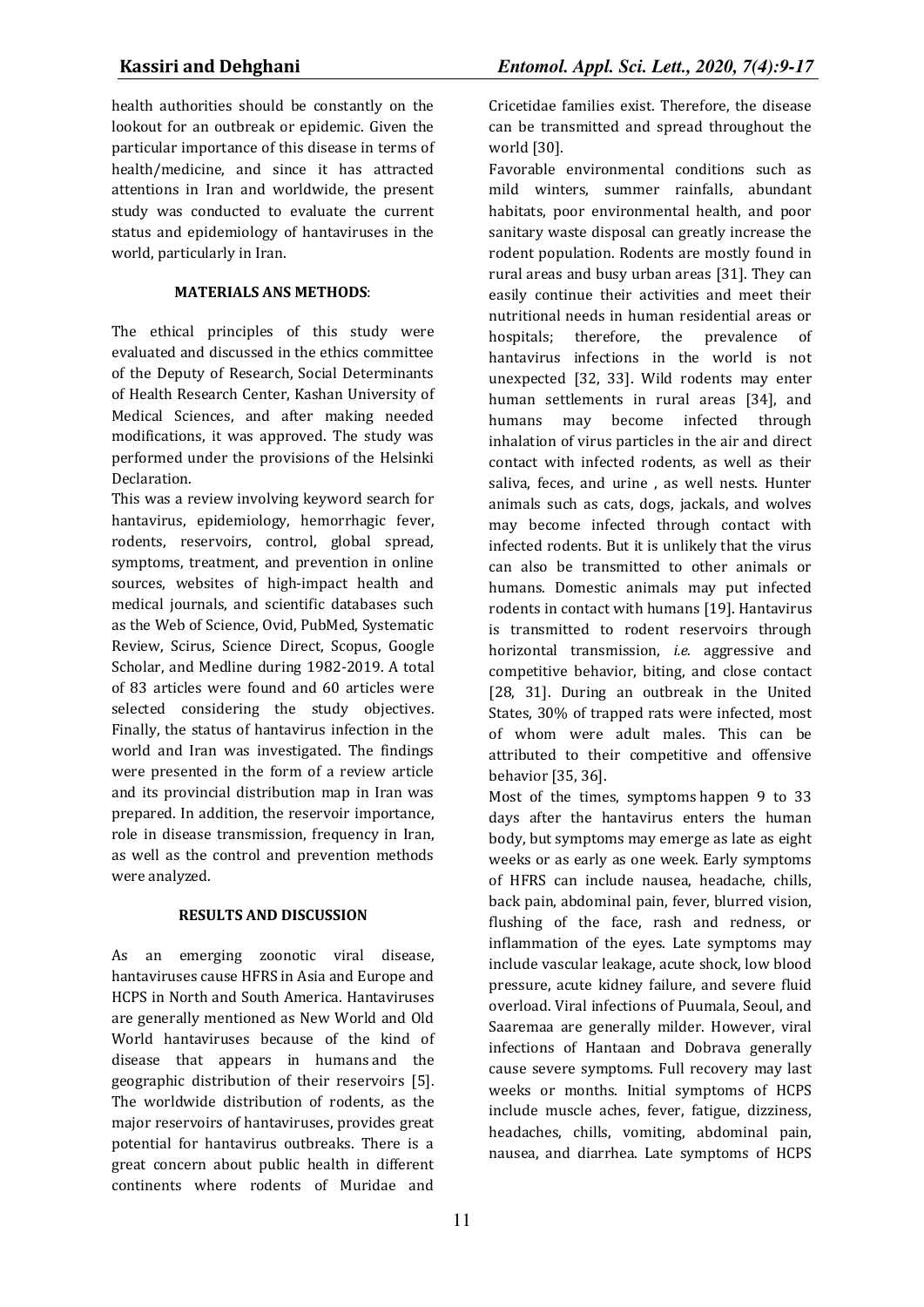health authorities should be constantly on the lookout for an outbreak or epidemic. Given the particular importance of this disease in terms of health/medicine, and since it has attracted attentions in Iran and worldwide, the present study was conducted to evaluate the current status and epidemiology of hantaviruses in the world, particularly in Iran.

## MATERIALS ANS METHODS:

The ethical principles of this study were evaluated and discussed in the ethics committee of the Deputy of Research, Social Determinants of Health Research Center, Kashan University of Medical Sciences, and after making needed modifications, it was approved. The study was performed under the provisions of the Helsinki Declaration.

This was a review involving keyword search for hantavirus, epidemiology, hemorrhagic fever, rodents, reservoirs, control, global spread, symptoms, treatment, and prevention in online sources, websites of high-impact health and medical journals, and scientific databases such as the Web of Science, Ovid, PubMed, Systematic Review, Scirus, Science Direct, Scopus, Google Scholar, and Medline during 1982-2019. A total of 83 articles were found and 60 articles were selected considering the study objectives. Finally, the status of hantavirus infection in the world and Iran was investigated. The findings were presented in the form of a review article and its provincial distribution map in Iran was prepared. In addition, the reservoir importance, role in disease transmission, frequency in Iran, as well as the control and prevention methods were analyzed.

## RESULTS AND DISCUSSION

As an emerging zoonotic viral disease, hantaviruses cause HFRS in Asia and Europe and HCPS in North and South America. Hantaviruses are generally mentioned as New World and Old World hantaviruses because of the kind of disease that appears in humans and the geographic distribution of their reservoirs [5]. The worldwide distribution of rodents, as the major reservoirs of hantaviruses, provides great potential for hantavirus outbreaks. There is a great concern about public health in different continents where rodents of Muridae and Cricetidae families exist. Therefore, the disease can be transmitted and spread throughout the world [30].

Favorable environmental conditions such as mild winters, summer rainfalls, abundant habitats, poor environmental health, and poor sanitary waste disposal can greatly increase the rodent population. Rodents are mostly found in rural areas and busy urban areas [31]. They can easily continue their activities and meet their nutritional needs in human residential areas or hospitals; therefore, the prevalence of hantavirus infections in the world is not unexpected [32, 33]. Wild rodents may enter human settlements in rural areas [34], and humans may become infected through inhalation of virus particles in the air and direct contact with infected rodents, as well as their saliva, feces, and urine , as well nests. Hunter animals such as cats, dogs, jackals, and wolves may become infected through contact with infected rodents. But it is unlikely that the virus can also be transmitted to other animals or humans. Domestic animals may put infected rodents in contact with humans [19]. Hantavirus is transmitted to rodent reservoirs through horizontal transmission, *i.e.* aggressive and competitive behavior, biting, and close contact [28, 31]. During an outbreak in the United States, 30% of trapped rats were infected, most of whom were adult males. This can be attributed to their competitive and offensive behavior [35, 36].

Most of the times, symptoms happen 9 to 33 days after the hantavirus enters the human body, but symptoms may emerge as late as eight weeks or as early as one week. Early symptoms of HFRS can include nausea, headache, chills, back pain, abdominal pain, fever, blurred vision, flushing of the face, rash and redness, or inflammation of the eyes. Late symptoms may include vascular leakage, acute shock, low blood pressure, acute kidney failure, and severe fluid overload. Viral infections of Puumala, Seoul, and Saaremaa are generally milder. However, viral infections of Hantaan and Dobrava generally cause severe symptoms. Full recovery may last weeks or months. Initial symptoms of HCPS include muscle aches, fever, fatigue, dizziness, headaches, chills, vomiting, abdominal pain, nausea, and diarrhea. Late symptoms of HCPS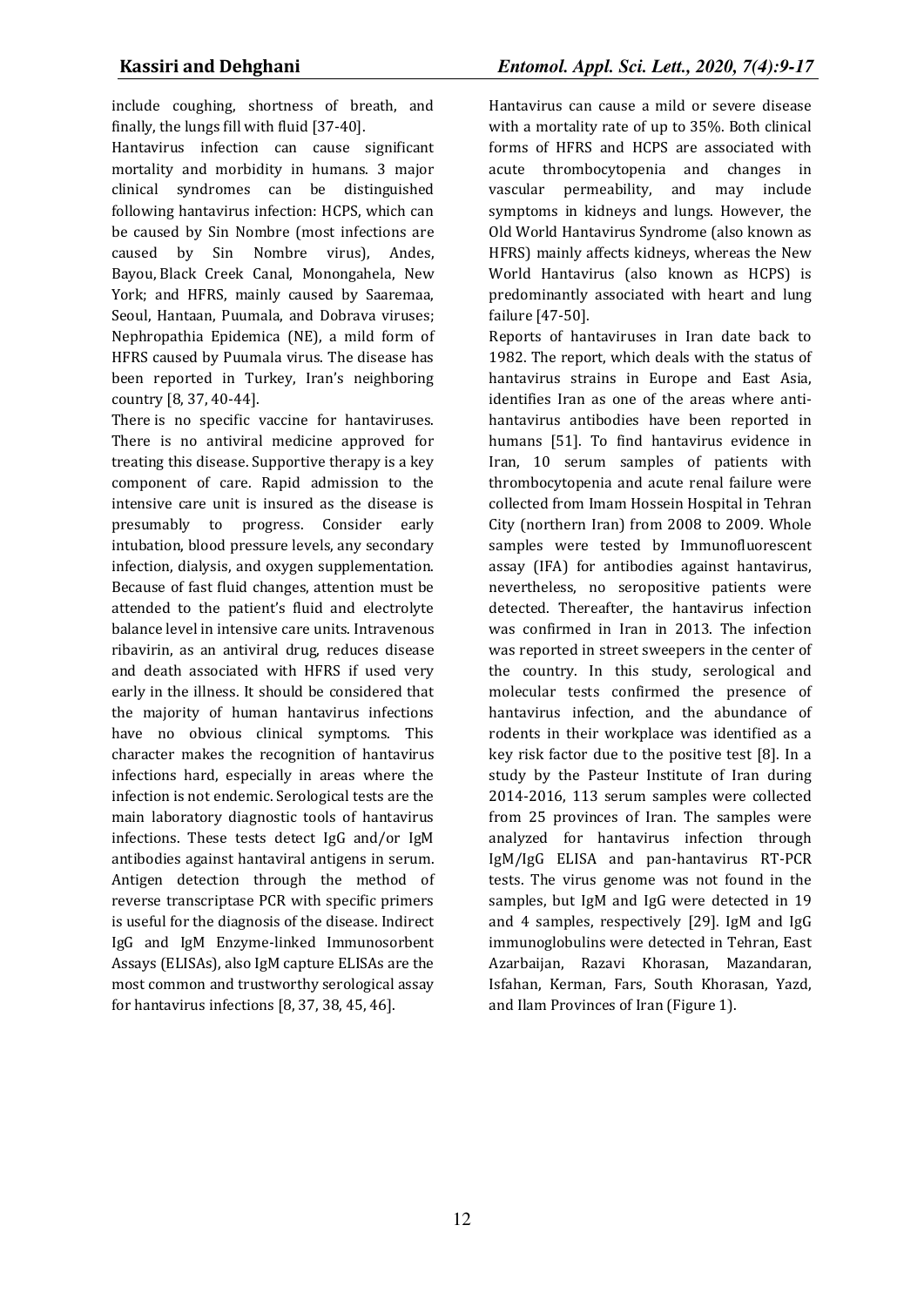include coughing, shortness of breath, and finally, the lungs fill with fluid [37-40].

Hantavirus infection can cause significant mortality and morbidity in humans. 3 major clinical syndromes can be distinguished following hantavirus infection: HCPS, which can be caused by Sin Nombre (most infections are caused by Sin Nombre virus), Andes, Bayou, Black Creek Canal, Monongahela, New York; and HFRS, mainly caused by Saaremaa, Seoul, Hantaan, Puumala, and Dobrava viruses; Nephropathia Epidemica (NE), a mild form of HFRS caused by Puumala virus. The disease has been reported in Turkey, Iran's neighboring country [8, 37, 40-44].

There is no specific vaccine for hantaviruses. There is no antiviral medicine approved for treating this disease. Supportive therapy is a key component of care. Rapid admission to the intensive care unit is insured as the disease is presumably to progress. Consider early intubation, blood pressure levels, any secondary infection, dialysis, and oxygen supplementation. Because of fast fluid changes, attention must be attended to the patient's fluid and electrolyte balance level in intensive care units. Intravenous ribavirin, as an antiviral drug, reduces disease and death associated with HFRS if used very early in the illness. It should be considered that the majority of human hantavirus infections have no obvious clinical symptoms. This character makes the recognition of hantavirus infections hard, especially in areas where the infection is not endemic. Serological tests are the main laboratory diagnostic tools of hantavirus infections. These tests detect IgG and/or IgM antibodies against hantaviral antigens in serum. Antigen detection through the method of reverse transcriptase PCR with specific primers is useful for the diagnosis of the disease. Indirect IgG and IgM Enzyme-linked Immunosorbent Assays (ELISAs), also IgM capture ELISAs are the most common and trustworthy serological assay for hantavirus infections [8, 37, 38, 45, 46].

Hantavirus can cause a mild or severe disease with a mortality rate of up to 35%. Both clinical forms of HFRS and HCPS are associated with acute thrombocytopenia and changes in vascular permeability, and may include symptoms in kidneys and lungs. However, the Old World Hantavirus Syndrome (also known as HFRS) mainly affects kidneys, whereas the New World Hantavirus (also known as HCPS) is predominantly associated with heart and lung failure [47-50].

Reports of hantaviruses in Iran date back to 1982. The report, which deals with the status of hantavirus strains in Europe and East Asia, identifies Iran as one of the areas where anti-hantavirus antibodies have been reported in humans [51]. To find hantavirus evidence in Iran, 10 serum samples of patients with thrombocytopenia and acute renal failure were collected from Imam Hossein Hospital in Tehran City (northern Iran) from 2008 to 2009. Whole samples were tested by Immunofluorescent assay (IFA) for antibodies against hantavirus, nevertheless, no seropositive patients were detected. Thereafter, the hantavirus infection was confirmed in Iran in 2013. The infection was reported in street sweepers in the center of the country. In this study, serological and molecular tests confirmed the presence of hantavirus infection, and the abundance of rodents in their workplace was identified as a key risk factor due to the positive test [8]. In a study by the Pasteur Institute of Iran during 2014-2016, 113 serum samples were collected from 25 provinces of Iran. The samples were analyzed for hantavirus infection through IgM/IgG ELISA and pan-hantavirus RT-PCR tests. The virus genome was not found in the samples, but IgM and IgG were detected in 19 and 4 samples, respectively [29]. IgM and IgG immunoglobulins were detected in Tehran, East Azarbaijan, Razavi Khorasan, Mazandaran, Isfahan, Kerman, Fars, South Khorasan, Yazd, and Ilam Provinces of Iran (Figure 1).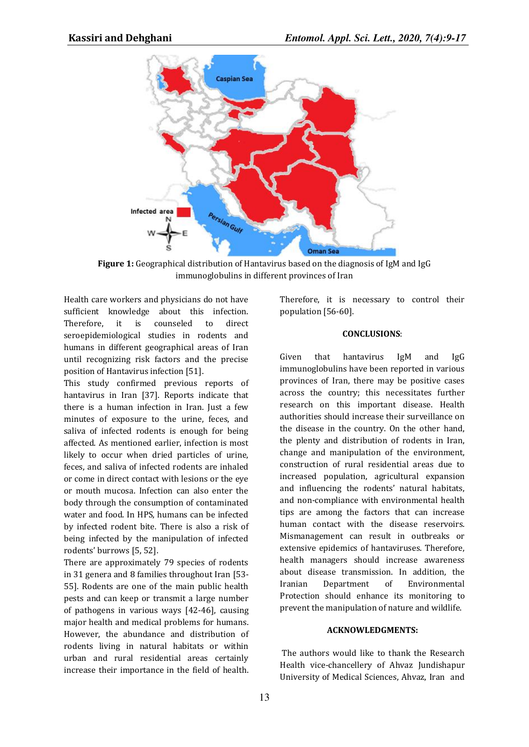Figure 1: Geographical distribution of Hantavirus based on the diagnosis of IgM and IgG immunoglobulins in different provinces of Iran

Health care workers and physicians do not have sufficient knowledge about this infection. Therefore, it is counseled to direct seroepidemiological studies in rodents and humans in different geographical areas of Iran until recognizing risk factors and the precise position of Hantavirus infection [51].

This study confirmed previous reports of hantavirus in Iran [37]. Reports indicate that there is a human infection in Iran. Just a few minutes of exposure to the urine, feces, and saliva of infected rodents is enough for being affected. As mentioned earlier, infection is most likely to occur when dried particles of urine, feces, and saliva of infected rodents are inhaled or come in direct contact with lesions or the eye or mouth mucosa. Infection can also enter the body through the consumption of contaminated water and food. In HPS, humans can be infected by infected rodent bite. There is also a risk of being infected by the manipulation of infected rodents' burrows [5, 52].

There are approximately 79 species of rodents in 31 genera and 8 families throughout Iran [53-55]. Rodents are one of the main public health pests and can keep or transmit a large number of pathogens in various ways [42-46], causing major health and medical problems for humans. However, the abundance and distribution of rodents living in natural habitats or within urban and rural residential areas certainly increase their importance in the field of health. Therefore, it is necessary to control their population [56-60].

## CONCLUSIONS:

Given that hantavirus IgM and IgG immunoglobulins have been reported in various provinces of Iran, there may be positive cases across the country; this necessitates further research on this important disease. Health authorities should increase their surveillance on the disease in the country. On the other hand, the plenty and distribution of rodents in Iran, change and manipulation of the environment, construction of rural residential areas due to increased population, agricultural expansion and influencing the rodents' natural habitats, and non-compliance with environmental health tips are among the factors that can increase human contact with the disease reservoirs. Mismanagement can result in outbreaks or extensive epidemics of hantaviruses. Therefore, health managers should increase awareness about disease transmission. In addition, the Iranian Department of Environmental Protection should enhance its monitoring to prevent the manipulation of nature and wildlife.

## ACKNOWLEDGMENTS:

The authors would like to thank the Research Health vice-chancellery of Ahvaz Jundishapur University of Medical Sciences, Ahvaz, Iran and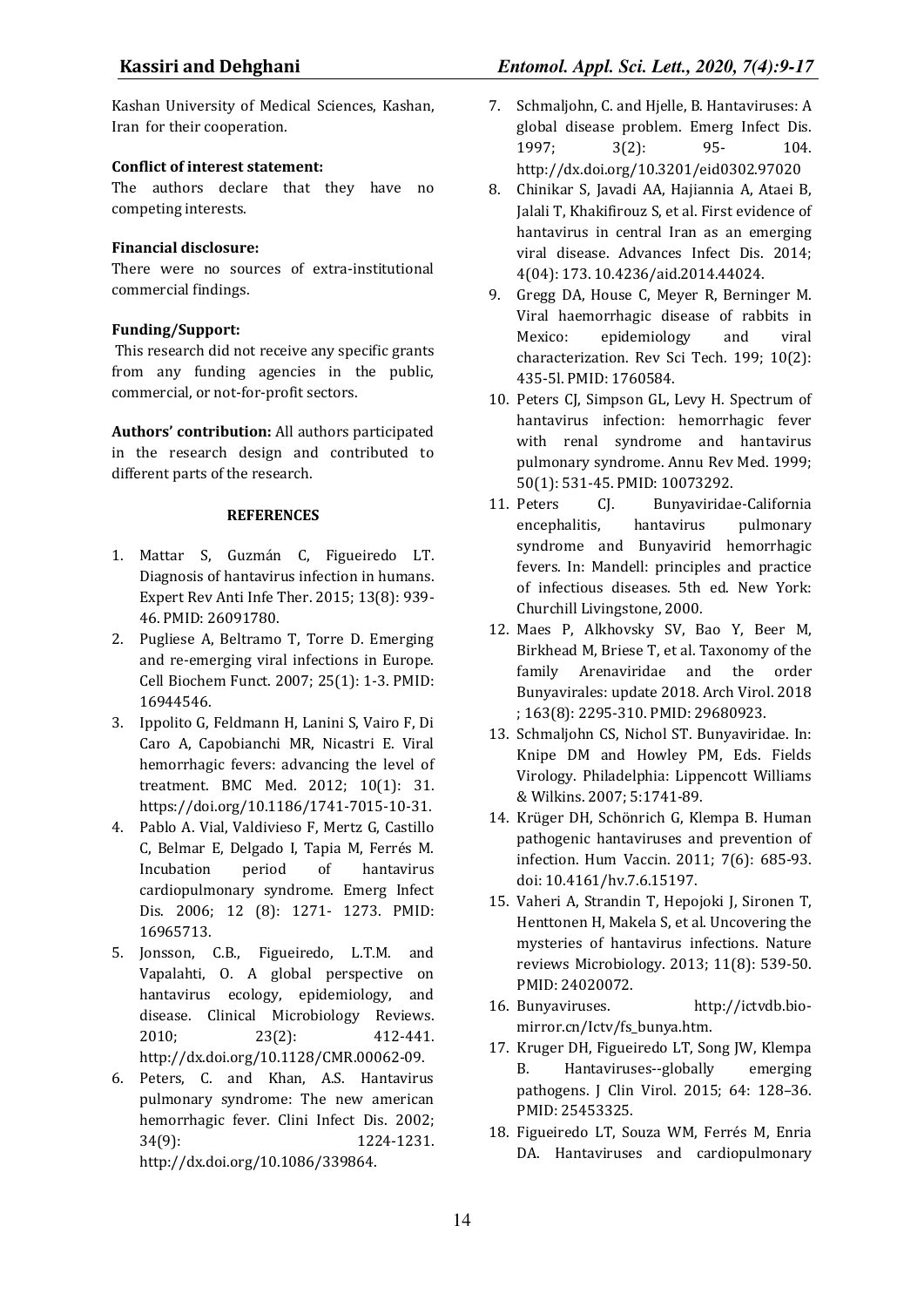Kashan University of Medical Sciences, Kashan, Iran for their cooperation.

**Conflict of interest statement:**

The authors declare that they have no competing interests.

**Financial disclosure:**

There were no sources of extra-institutional commercial findings.

**Funding/Support:**

This research did not receive any specific grants from any funding agencies in the public, commercial, or not-for-profit sectors.

**Authors' contribution:** All authors participated in the research design and contributed to different parts of the research.

**REFERENCES**

1. Mattar S, Guzmán C, Figueiredo LT. Diagnosis of hantavirus infection in humans. Expert Rev Anti Infe Ther. 2015; 13(8): 939-46. PMID: 26091780.
2. Pugliese A, Beltramo T, Torre D. Emerging and re-emerging viral infections in Europe. Cell Biochem Funct. 2007; 25(1): 1-3. PMID: 16944546.
3. Ippolito G, Feldmann H, Lanini S, Vairo F, Di Caro A, Capobianchi MR, Nicastri E. Viral hemorrhagic fevers: advancing the level of treatment. BMC Med. 2012; 10(1): 31. https://doi.org/10.1186/1741-7015-10-31.
4. Pablo A. Vial, Valdivieso F, Mertz G, Castillo C, Belmar E, Delgado I, Tapia M, Ferrés M. Incubation period of hantavirus cardiopulmonary syndrome. Emerg Infect Dis. 2006; 12 (8): 1271- 1273. PMID: 16965713.
5. Jonsson, C.B., Figueiredo, L.T.M. and Vapalahti, O. A global perspective on hantavirus ecology, epidemiology, and disease. Clinical Microbiology Reviews. 2010; 23(2): 412-441. http://dx.doi.org/10.1128/CMR.00062-09.
6. Peters, C. and Khan, A.S. Hantavirus pulmonary syndrome: The new american hemorrhagic fever. Clini Infect Dis. 2002; 34(9): 1224-1231. http://dx.doi.org/10.1086/339864.
7. Schmaljohn, C. and Hjelle, B. Hantaviruses: A global disease problem. Emerg Infect Dis. 1997; 3(2): 95- 104. http://dx.doi.org/10.3201/eid0302.97020
8. Chinikar S, Javadi AA, Hajiannia A, Ataei B, Jalali T, Khakifirouz S, et al. First evidence of hantavirus in central Iran as an emerging viral disease. Advances Infect Dis. 2014; 4(04): 173. 10.4236/aid.2014.44024.
9. Gregg DA, House C, Meyer R, Berninger M. Viral haemorrhagic disease of rabbits in Mexico: epidemiology and viral characterization. Rev Sci Tech. 199; 10(2): 435-5l. PMID: 1760584.
10. Peters CJ, Simpson GL, Levy H. Spectrum of hantavirus infection: hemorrhagic fever with renal syndrome and hantavirus pulmonary syndrome. Annu Rev Med. 1999; 50(1): 531-45. PMID: 10073292.
11. Peters CJ. Bunyaviridae-California encephalitis, hantavirus pulmonary syndrome and Bunyavirid hemorrhagic fevers. In: Mandell: principles and practice of infectious diseases. 5th ed. New York: Churchill Livingstone, 2000.
12. Maes P, Alkhovsky SV, Bao Y, Beer M, Birkhead M, Briese T, et al. Taxonomy of the family Arenaviridae and the order Bunyavirales: update 2018. Arch Virol. 2018 ; 163(8): 2295-310. PMID: 29680923.
13. Schmaljohn CS, Nichol ST. Bunyaviridae. In: Knipe DM and Howley PM, Eds. Fields Virology. Philadelphia: Lippencott Williams & Wilkins. 2007; 5:1741-89.
14. Krüger DH, Schönrich G, Klempa B. Human pathogenic hantaviruses and prevention of infection. Hum Vaccin. 2011; 7(6): 685-93. doi: 10.4161/hv.7.6.15197.
15. Vaheri A, Strandin T, Hepojoki J, Sironen T, Henttonen H, Makela S, et al. Uncovering the mysteries of hantavirus infections. Nature reviews Microbiology. 2013; 11(8): 539-50. PMID: 24020072.
16. Bunyaviruses. http://ictvdb.bio-mirror.cn/Ictv/fs_bunya.htm.
17. Kruger DH, Figueiredo LT, Song JW, Klempa B. Hantaviruses--globally emerging pathogens. J Clin Virol. 2015; 64: 128–36. PMID: 25453325.
18. Figueiredo LT, Souza WM, Ferrés M, Enria DA. Hantaviruses and cardiopulmonary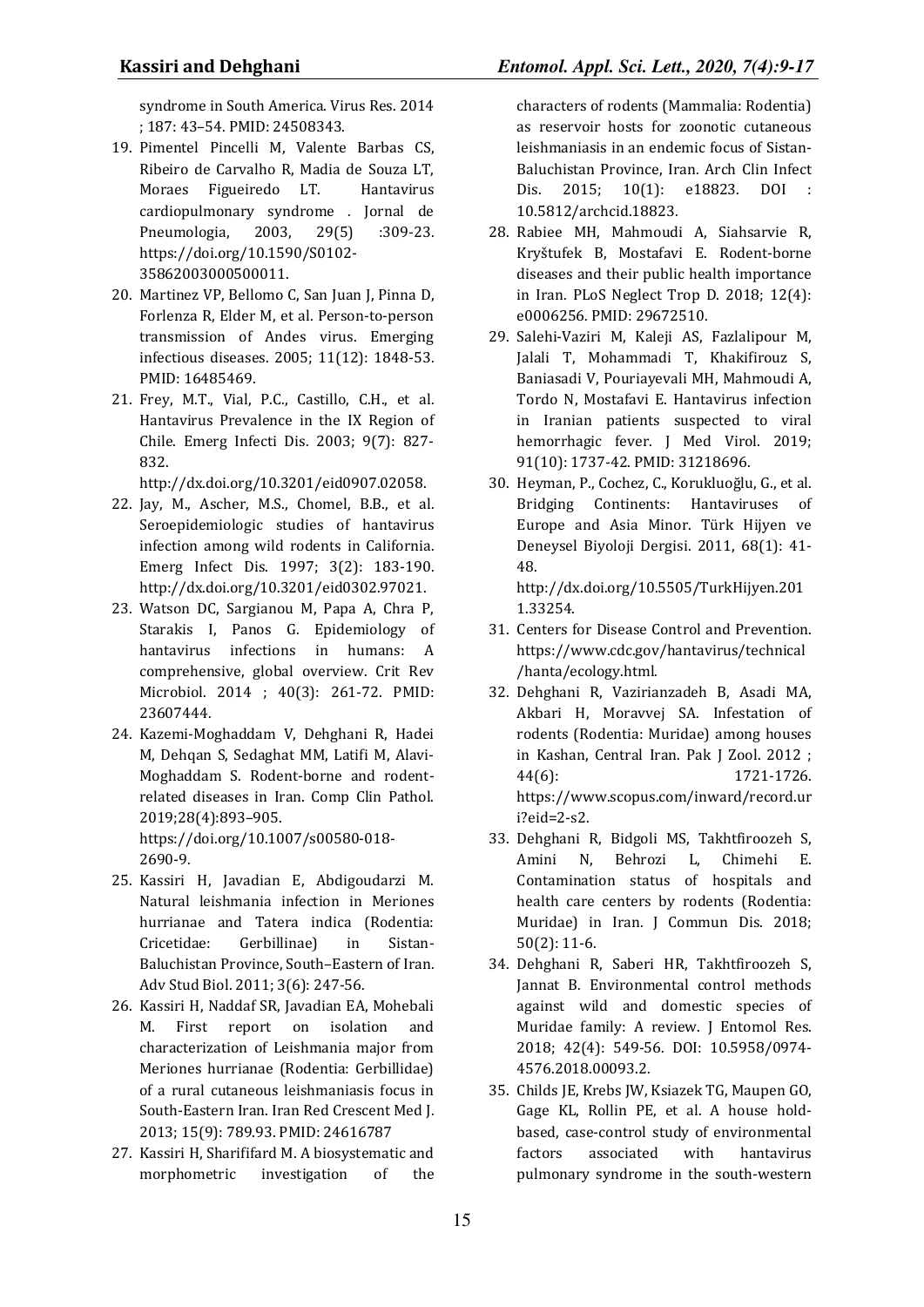syndrome in South America. Virus Res. 2014 ; 187: 43–54. PMID: 24508343.

19. Pimentel Pincelli M, Valente Barbas CS, Ribeiro de Carvalho R, Madia de Souza LT, Moraes Figueiredo LT. Hantavirus cardiopulmonary syndrome . Jornal de Pneumologia, 2003, 29(5) :309-23. https://doi.org/10.1590/S0102-35862003000500011.
20. Martinez VP, Bellomo C, San Juan J, Pinna D, Forlenza R, Elder M, et al. Person-to-person transmission of Andes virus. Emerging infectious diseases. 2005; 11(12): 1848-53. PMID: 16485469.
21. Frey, M.T., Vial, P.C., Castillo, C.H., et al. Hantavirus Prevalence in the IX Region of Chile. Emerg Infecti Dis. 2003; 9(7): 827-832. http://dx.doi.org/10.3201/eid0907.02058.
22. Jay, M., Ascher, M.S., Chomel, B.B., et al. Seroepidemiologic studies of hantavirus infection among wild rodents in California. Emerg Infect Dis. 1997; 3(2): 183-190. http://dx.doi.org/10.3201/eid0302.97021.
23. Watson DC, Sargianou M, Papa A, Chra P, Starakis I, Panos G. Epidemiology of hantavirus infections in humans: A comprehensive, global overview. Crit Rev Microbiol. 2014 ; 40(3): 261-72. PMID: 23607444.
24. Kazemi-Moghaddam V, Dehghani R, Hadei M, Dehqan S, Sedaghat MM, Latifi M, Alavi-Moghaddam S. Rodent-borne and rodent-related diseases in Iran. Comp Clin Pathol. 2019;28(4):893–905. https://doi.org/10.1007/s00580-018-2690-9.
25. Kassiri H, Javadian E, Abdigoudarzi M. Natural leishmania infection in Meriones hurrianae and Tatera indica (Rodentia: Cricetidae: Gerbillinae) in Sistan-Baluchistan Province, South–Eastern of Iran. Adv Stud Biol. 2011; 3(6): 247-56.
26. Kassiri H, Naddaf SR, Javadian EA, Mohebali M. First report on isolation and characterization of Leishmania major from Meriones hurrianae (Rodentia: Gerbillidae) of a rural cutaneous leishmaniasis focus in South-Eastern Iran. Iran Red Crescent Med J. 2013; 15(9): 789.93. PMID: 24616787
27. Kassiri H, Sharififard M. A biosystematic and morphometric investigation of the characters of rodents (Mammalia: Rodentia) as reservoir hosts for zoonotic cutaneous leishmaniasis in an endemic focus of Sistan-Baluchistan Province, Iran. Arch Clin Infect Dis. 2015; 10(1): e18823. DOI : 10.5812/archcid.18823.
28. Rabiee MH, Mahmoudi A, Siahsarvie R, Kryštufek B, Mostafavi E. Rodent-borne diseases and their public health importance in Iran. PLoS Neglect Trop D. 2018; 12(4): e0006256. PMID: 29672510.
29. Salehi-Vaziri M, Kaleji AS, Fazlalipour M, Jalali T, Mohammadi T, Khakifirouz S, Baniasadi V, Pouriayevali MH, Mahmoudi A, Tordo N, Mostafavi E. Hantavirus infection in Iranian patients suspected to viral hemorrhagic fever. J Med Virol. 2019; 91(10): 1737-42. PMID: 31218696.
30. Heyman, P., Cochez, C., Korukluoğlu, G., et al. Bridging Continents: Hantaviruses of Europe and Asia Minor. Türk Hijyen ve Deneysel Biyoloji Dergisi. 2011, 68(1): 41-48. http://dx.doi.org/10.5505/TurkHijyen.2011.33254.
31. Centers for Disease Control and Prevention. https://www.cdc.gov/hantavirus/technical/hanta/ecology.html.
32. Dehghani R, Vazirianzadeh B, Asadi MA, Akbari H, Moravvej SA. Infestation of rodents (Rodentia: Muridae) among houses in Kashan, Central Iran. Pak J Zool. 2012 ; 44(6): 1721-1726. https://www.scopus.com/inward/record.uri?eid=2-s2.
33. Dehghani R, Bidgoli MS, Takhtfiroozeh S, Amini N, Behrozi L, Chimehi E. Contamination status of hospitals and health care centers by rodents (Rodentia: Muridae) in Iran. J Commun Dis. 2018; 50(2): 11-6.
34. Dehghani R, Saberi HR, Takhtfiroozeh S, Jannat B. Environmental control methods against wild and domestic species of Muridae family: A review. J Entomol Res. 2018; 42(4): 549-56. DOI: 10.5958/0974-4576.2018.00093.2.
35. Childs JE, Krebs JW, Ksiazek TG, Maupen GO, Gage KL, Rollin PE, et al. A house hold-based, case-control study of environmental factors associated with hantavirus pulmonary syndrome in the south-western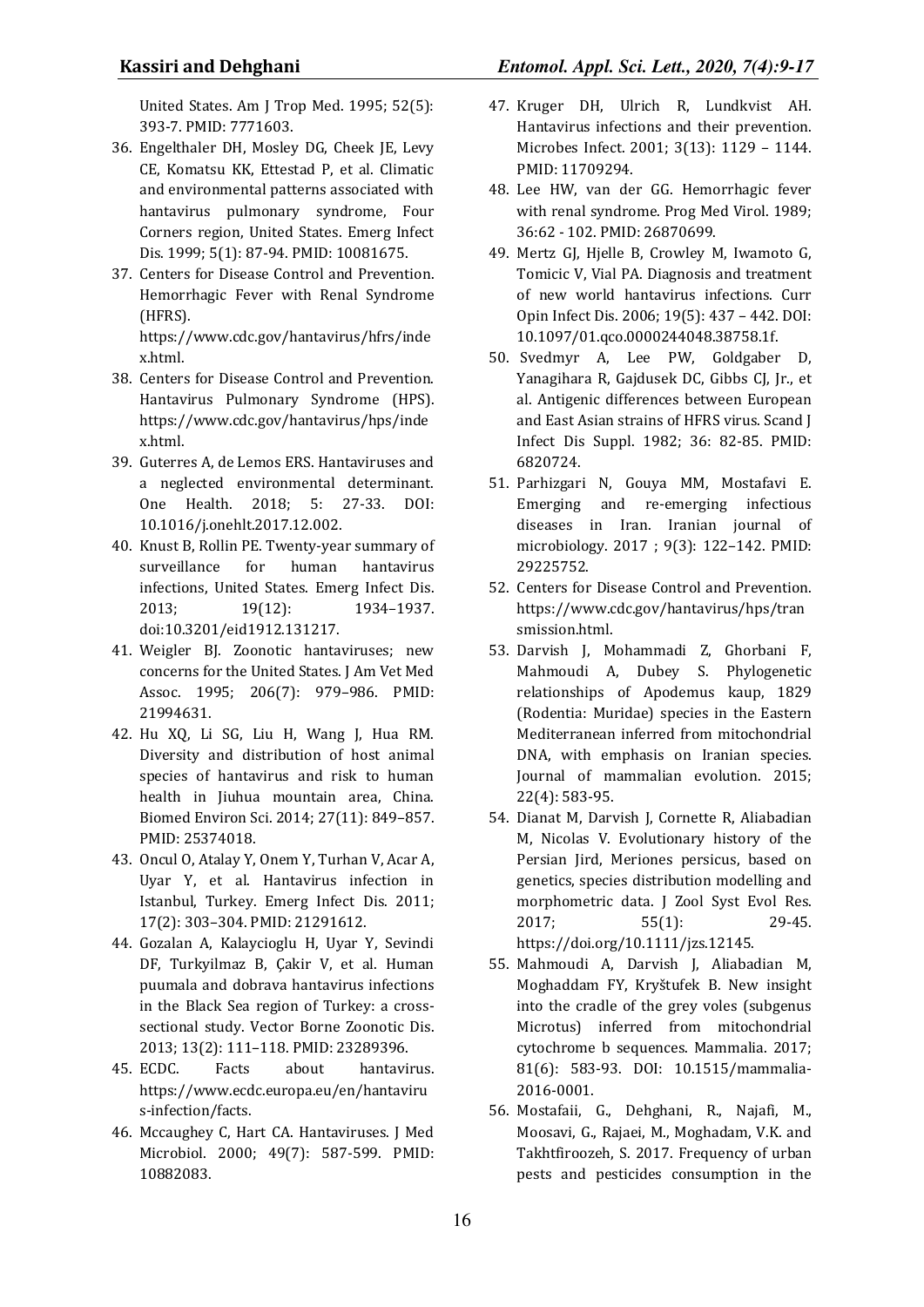United States. Am J Trop Med. 1995; 52(5): 393-7. PMID: 7771603.

36. Engelthaler DH, Mosley DG, Cheek JE, Levy CE, Komatsu KK, Ettestad P, et al. Climatic and environmental patterns associated with hantavirus pulmonary syndrome, Four Corners region, United States. Emerg Infect Dis. 1999; 5(1): 87-94. PMID: 10081675.
37. Centers for Disease Control and Prevention. Hemorrhagic Fever with Renal Syndrome (HFRS). https://www.cdc.gov/hantavirus/hfrs/index.html.
38. Centers for Disease Control and Prevention. Hantavirus Pulmonary Syndrome (HPS). https://www.cdc.gov/hantavirus/hps/index.html.
39. Guterres A, de Lemos ERS. Hantaviruses and a neglected environmental determinant. One Health. 2018; 5: 27-33. DOI: 10.1016/j.onehlt.2017.12.002.
40. Knust B, Rollin PE. Twenty-year summary of surveillance for human hantavirus infections, United States. Emerg Infect Dis. 2013; 19(12): 1934–1937. doi:10.3201/eid1912.131217.
41. Weigler BJ. Zoonotic hantaviruses; new concerns for the United States. J Am Vet Med Assoc. 1995; 206(7): 979–986. PMID: 21994631.
42. Hu XQ, Li SG, Liu H, Wang J, Hua RM. Diversity and distribution of host animal species of hantavirus and risk to human health in Jiuhua mountain area, China. Biomed Environ Sci. 2014; 27(11): 849–857. PMID: 25374018.
43. Oncul O, Atalay Y, Onem Y, Turhan V, Acar A, Uyar Y, et al. Hantavirus infection in Istanbul, Turkey. Emerg Infect Dis. 2011; 17(2): 303–304. PMID: 21291612.
44. Gozalan A, Kalaycioglu H, Uyar Y, Sevindi DF, Turkyilmaz B, Çakir V, et al. Human puumala and dobrava hantavirus infections in the Black Sea region of Turkey: a cross-sectional study. Vector Borne Zoonotic Dis. 2013; 13(2): 111–118. PMID: 23289396.
45. ECDC. Facts about hantavirus. https://www.ecdc.europa.eu/en/hantavirus-infection/facts.
46. Mccaughey C, Hart CA. Hantaviruses. J Med Microbiol. 2000; 49(7): 587-599. PMID: 10882083.
47. Kruger DH, Ulrich R, Lundkvist AH. Hantavirus infections and their prevention. Microbes Infect. 2001; 3(13): 1129 – 1144. PMID: 11709294.
48. Lee HW, van der GG. Hemorrhagic fever with renal syndrome. Prog Med Virol. 1989; 36:62 - 102. PMID: 26870699.
49. Mertz GJ, Hjelle B, Crowley M, Iwamoto G, Tomicic V, Vial PA. Diagnosis and treatment of new world hantavirus infections. Curr Opin Infect Dis. 2006; 19(5): 437 – 442. DOI: 10.1097/01.qco.0000244048.38758.1f.
50. Svedmyr A, Lee PW, Goldgaber D, Yanagihara R, Gajdusek DC, Gibbs CJ, Jr., et al. Antigenic differences between European and East Asian strains of HFRS virus. Scand J Infect Dis Suppl. 1982; 36: 82-85. PMID: 6820724.
51. Parhizgari N, Gouya MM, Mostafavi E. Emerging and re-emerging infectious diseases in Iran. Iranian journal of microbiology. 2017 ; 9(3): 122–142. PMID: 29225752.
52. Centers for Disease Control and Prevention. https://www.cdc.gov/hantavirus/hps/transmission.html.
53. Darvish J, Mohammadi Z, Ghorbani F, Mahmoudi A, Dubey S. Phylogenetic relationships of Apodemus kaup, 1829 (Rodentia: Muridae) species in the Eastern Mediterranean inferred from mitochondrial DNA, with emphasis on Iranian species. Journal of mammalian evolution. 2015; 22(4): 583-95.
54. Dianat M, Darvish J, Cornette R, Aliabadian M, Nicolas V. Evolutionary history of the Persian Jird, Meriones persicus, based on genetics, species distribution modelling and morphometric data. J Zool Syst Evol Res. 2017; 55(1): 29-45. https://doi.org/10.1111/jzs.12145.
55. Mahmoudi A, Darvish J, Aliabadian M, Moghaddam FY, Kryštufek B. New insight into the cradle of the grey voles (subgenus Microtus) inferred from mitochondrial cytochrome b sequences. Mammalia. 2017; 81(6): 583-93. DOI: 10.1515/mammalia-2016-0001.
56. Mostafaii, G., Dehghani, R., Najafi, M., Moosavi, G., Rajaei, M., Moghadam, V.K. and Takhtfiroozeh, S. 2017. Frequency of urban pests and pesticides consumption in the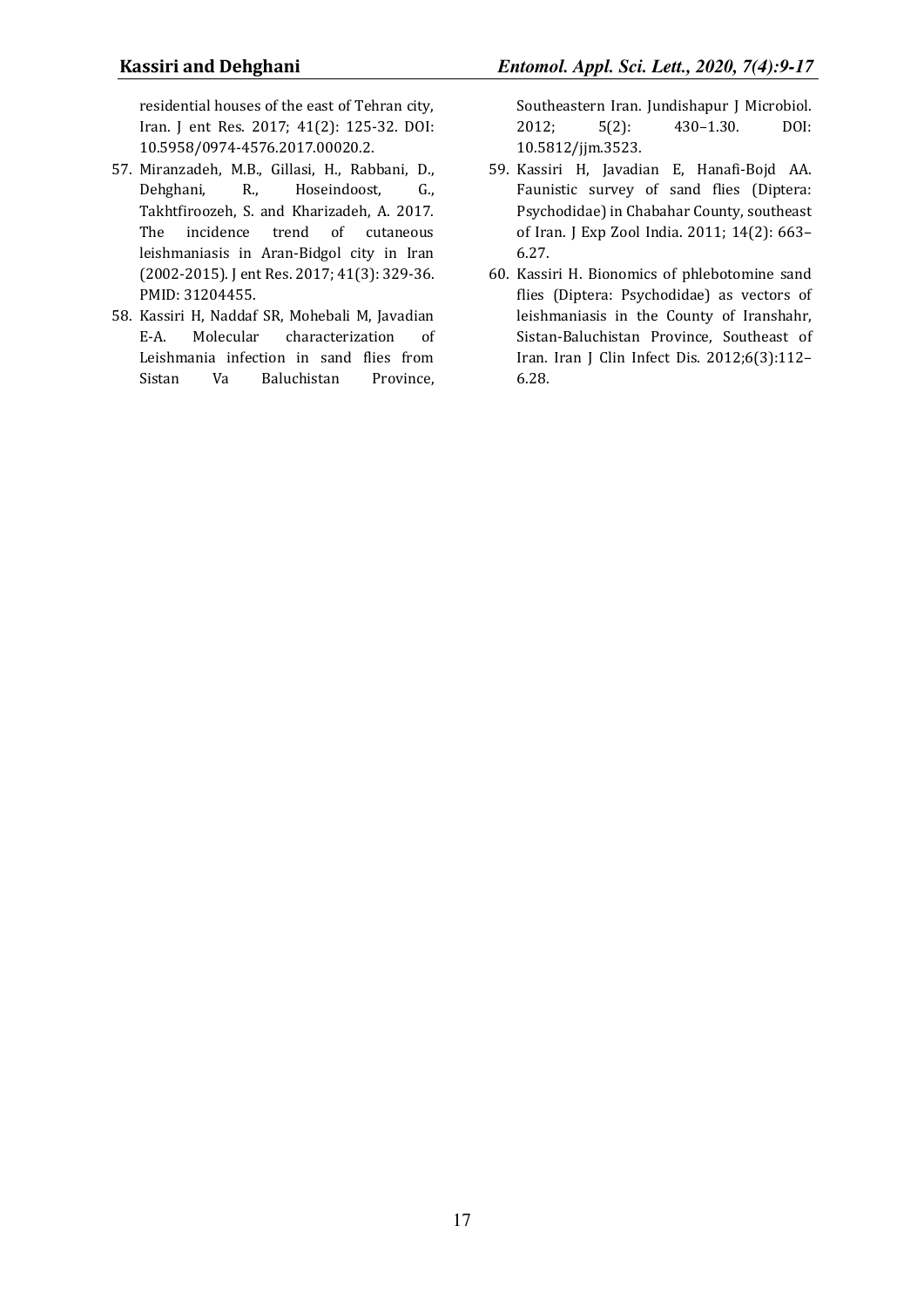residential houses of the east of Tehran city, Iran. J ent Res. 2017; 41(2): 125-32. DOI: 10.5958/0974-4576.2017.00020.2.

57. Miranzadeh, M.B., Gillasi, H., Rabbani, D., Dehghani, R., Hoseindoost, G., Takhtfiroozeh, S. and Kharizadeh, A. 2017. The incidence trend of cutaneous leishmaniasis in Aran-Bidgol city in Iran (2002-2015). J ent Res. 2017; 41(3): 329-36. PMID: 31204455.
58. Kassiri H, Naddaf SR, Mohebali M, Javadian E-A. Molecular characterization of Leishmania infection in sand flies from Sistan Va Baluchistan Province, Southeastern Iran. Jundishapur J Microbiol. 2012; 5(2): 430–1.30. DOI: 10.5812/jjm.3523.
59. Kassiri H, Javadian E, Hanafi-Bojd AA. Faunistic survey of sand flies (Diptera: Psychodidae) in Chabahar County, southeast of Iran. J Exp Zool India. 2011; 14(2): 663–6.27.
60. Kassiri H. Bionomics of phlebotomine sand flies (Diptera: Psychodidae) as vectors of leishmaniasis in the County of Iranshahr, Sistan-Baluchistan Province, Southeast of Iran. Iran J Clin Infect Dis. 2012;6(3):112–6.28.